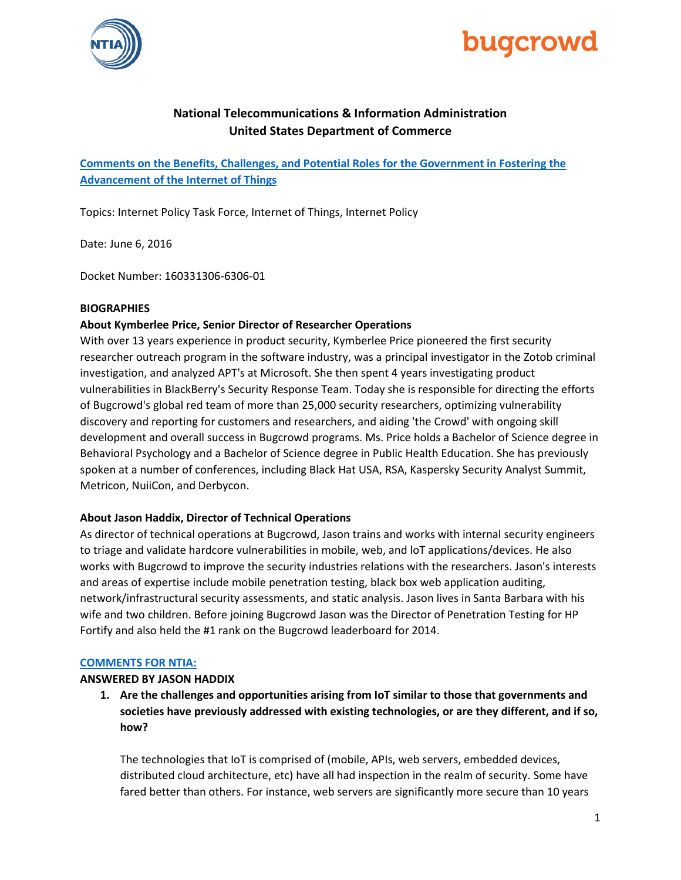**National Telecommunications & Information Administration**
**United States Department of Commerce**

**Comments on the Benefits, Challenges, and Potential Roles for the Government in Fostering the Advancement of the Internet of Things**

Topics: Internet Policy Task Force, Internet of Things, Internet Policy

Date: June 6, 2016

Docket Number: 160331306-6306-01

## BIOGRAPHIES

### About Kymberlee Price, Senior Director of Researcher Operations

With over 13 years experience in product security, Kymberlee Price pioneered the first security researcher outreach program in the software industry, was a principal investigator in the Zotob criminal investigation, and analyzed APT's at Microsoft. She then spent 4 years investigating product vulnerabilities in BlackBerry's Security Response Team. Today she is responsible for directing the efforts of Bugcrowd's global red team of more than 25,000 security researchers, optimizing vulnerability discovery and reporting for customers and researchers, and aiding 'the Crowd' with ongoing skill development and overall success in Bugcrowd programs. Ms. Price holds a Bachelor of Science degree in Behavioral Psychology and a Bachelor of Science degree in Public Health Education. She has previously spoken at a number of conferences, including Black Hat USA, RSA, Kaspersky Security Analyst Summit, Metricon, NuiiCon, and Derbycon.

### About Jason Haddix, Director of Technical Operations

As director of technical operations at Bugcrowd, Jason trains and works with internal security engineers to triage and validate hardcore vulnerabilities in mobile, web, and IoT applications/devices. He also works with Bugcrowd to improve the security industries relations with the researchers. Jason's interests and areas of expertise include mobile penetration testing, black box web application auditing, network/infrastructural security assessments, and static analysis. Jason lives in Santa Barbara with his wife and two children. Before joining Bugcrowd Jason was the Director of Penetration Testing for HP Fortify and also held the #1 rank on the Bugcrowd leaderboard for 2014.

## COMMENTS FOR NTIA:

**ANSWERED BY JASON HADDIX**

1. **Are the challenges and opportunities arising from IoT similar to those that governments and societies have previously addressed with existing technologies, or are they different, and if so, how?**

   The technologies that IoT is comprised of (mobile, APIs, web servers, embedded devices, distributed cloud architecture, etc) have all had inspection in the realm of security. Some have fared better than others. For instance, web servers are significantly more secure than 10 years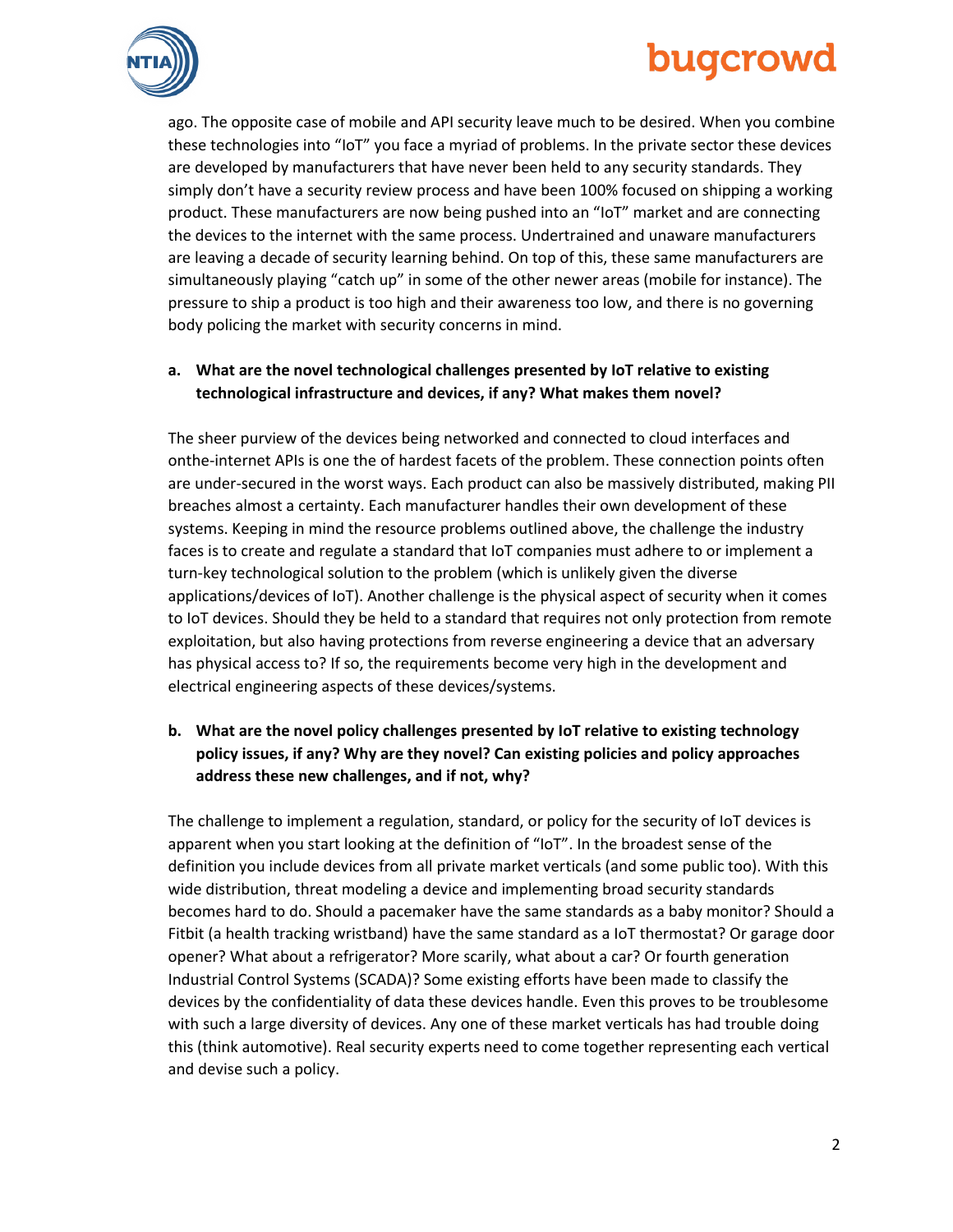ago. The opposite case of mobile and API security leave much to be desired. When you combine these technologies into "IoT" you face a myriad of problems. In the private sector these devices are developed by manufacturers that have never been held to any security standards. They simply don't have a security review process and have been 100% focused on shipping a working product. These manufacturers are now being pushed into an "IoT" market and are connecting the devices to the internet with the same process. Undertrained and unaware manufacturers are leaving a decade of security learning behind. On top of this, these same manufacturers are simultaneously playing "catch up" in some of the other newer areas (mobile for instance). The pressure to ship a product is too high and their awareness too low, and there is no governing body policing the market with security concerns in mind.

**a. What are the novel technological challenges presented by IoT relative to existing technological infrastructure and devices, if any? What makes them novel?**

The sheer purview of the devices being networked and connected to cloud interfaces and onthe-internet APIs is one the of hardest facets of the problem. These connection points often are under-secured in the worst ways. Each product can also be massively distributed, making PII breaches almost a certainty. Each manufacturer handles their own development of these systems. Keeping in mind the resource problems outlined above, the challenge the industry faces is to create and regulate a standard that IoT companies must adhere to or implement a turn-key technological solution to the problem (which is unlikely given the diverse applications/devices of IoT). Another challenge is the physical aspect of security when it comes to IoT devices. Should they be held to a standard that requires not only protection from remote exploitation, but also having protections from reverse engineering a device that an adversary has physical access to? If so, the requirements become very high in the development and electrical engineering aspects of these devices/systems.

**b. What are the novel policy challenges presented by IoT relative to existing technology policy issues, if any? Why are they novel? Can existing policies and policy approaches address these new challenges, and if not, why?**

The challenge to implement a regulation, standard, or policy for the security of IoT devices is apparent when you start looking at the definition of "IoT". In the broadest sense of the definition you include devices from all private market verticals (and some public too). With this wide distribution, threat modeling a device and implementing broad security standards becomes hard to do. Should a pacemaker have the same standards as a baby monitor? Should a Fitbit (a health tracking wristband) have the same standard as a IoT thermostat? Or garage door opener? What about a refrigerator? More scarily, what about a car? Or fourth generation Industrial Control Systems (SCADA)? Some existing efforts have been made to classify the devices by the confidentiality of data these devices handle. Even this proves to be troublesome with such a large diversity of devices. Any one of these market verticals has had trouble doing this (think automotive). Real security experts need to come together representing each vertical and devise such a policy.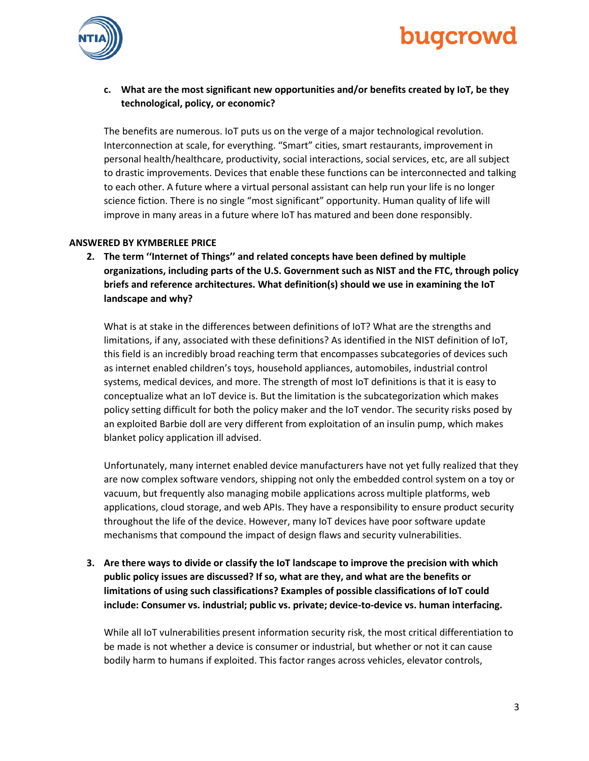**c. What are the most significant new opportunities and/or benefits created by IoT, be they technological, policy, or economic?**

The benefits are numerous. IoT puts us on the verge of a major technological revolution. Interconnection at scale, for everything. "Smart" cities, smart restaurants, improvement in personal health/healthcare, productivity, social interactions, social services, etc, are all subject to drastic improvements. Devices that enable these functions can be interconnected and talking to each other. A future where a virtual personal assistant can help run your life is no longer science fiction. There is no single "most significant" opportunity. Human quality of life will improve in many areas in a future where IoT has matured and been done responsibly.

**ANSWERED BY KYMBERLEE PRICE**

**2. The term ''Internet of Things'' and related concepts have been defined by multiple organizations, including parts of the U.S. Government such as NIST and the FTC, through policy briefs and reference architectures. What definition(s) should we use in examining the IoT landscape and why?**

What is at stake in the differences between definitions of IoT? What are the strengths and limitations, if any, associated with these definitions? As identified in the NIST definition of IoT, this field is an incredibly broad reaching term that encompasses subcategories of devices such as internet enabled children's toys, household appliances, automobiles, industrial control systems, medical devices, and more. The strength of most IoT definitions is that it is easy to conceptualize what an IoT device is. But the limitation is the subcategorization which makes policy setting difficult for both the policy maker and the IoT vendor. The security risks posed by an exploited Barbie doll are very different from exploitation of an insulin pump, which makes blanket policy application ill advised.

Unfortunately, many internet enabled device manufacturers have not yet fully realized that they are now complex software vendors, shipping not only the embedded control system on a toy or vacuum, but frequently also managing mobile applications across multiple platforms, web applications, cloud storage, and web APIs. They have a responsibility to ensure product security throughout the life of the device. However, many IoT devices have poor software update mechanisms that compound the impact of design flaws and security vulnerabilities.

**3. Are there ways to divide or classify the IoT landscape to improve the precision with which public policy issues are discussed? If so, what are they, and what are the benefits or limitations of using such classifications? Examples of possible classifications of IoT could include: Consumer vs. industrial; public vs. private; device-to-device vs. human interfacing.**

While all IoT vulnerabilities present information security risk, the most critical differentiation to be made is not whether a device is consumer or industrial, but whether or not it can cause bodily harm to humans if exploited. This factor ranges across vehicles, elevator controls,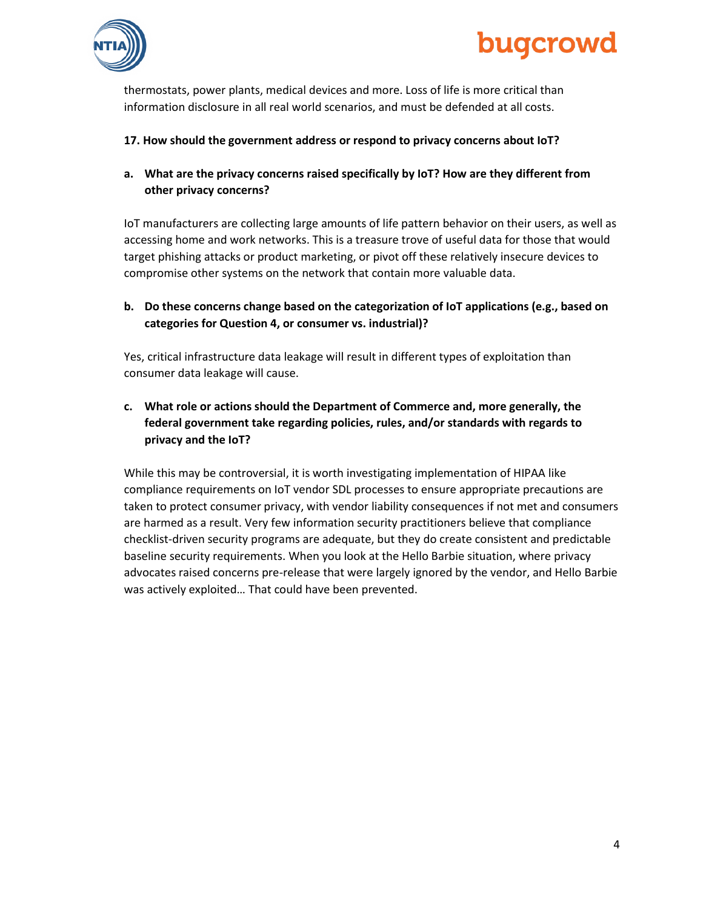thermostats, power plants, medical devices and more. Loss of life is more critical than information disclosure in all real world scenarios, and must be defended at all costs.

**17. How should the government address or respond to privacy concerns about IoT?**

**a. What are the privacy concerns raised specifically by IoT? How are they different from other privacy concerns?**

IoT manufacturers are collecting large amounts of life pattern behavior on their users, as well as accessing home and work networks. This is a treasure trove of useful data for those that would target phishing attacks or product marketing, or pivot off these relatively insecure devices to compromise other systems on the network that contain more valuable data.

**b. Do these concerns change based on the categorization of IoT applications (e.g., based on categories for Question 4, or consumer vs. industrial)?**

Yes, critical infrastructure data leakage will result in different types of exploitation than consumer data leakage will cause.

**c. What role or actions should the Department of Commerce and, more generally, the federal government take regarding policies, rules, and/or standards with regards to privacy and the IoT?**

While this may be controversial, it is worth investigating implementation of HIPAA like compliance requirements on IoT vendor SDL processes to ensure appropriate precautions are taken to protect consumer privacy, with vendor liability consequences if not met and consumers are harmed as a result. Very few information security practitioners believe that compliance checklist-driven security programs are adequate, but they do create consistent and predictable baseline security requirements. When you look at the Hello Barbie situation, where privacy advocates raised concerns pre-release that were largely ignored by the vendor, and Hello Barbie was actively exploited… That could have been prevented.